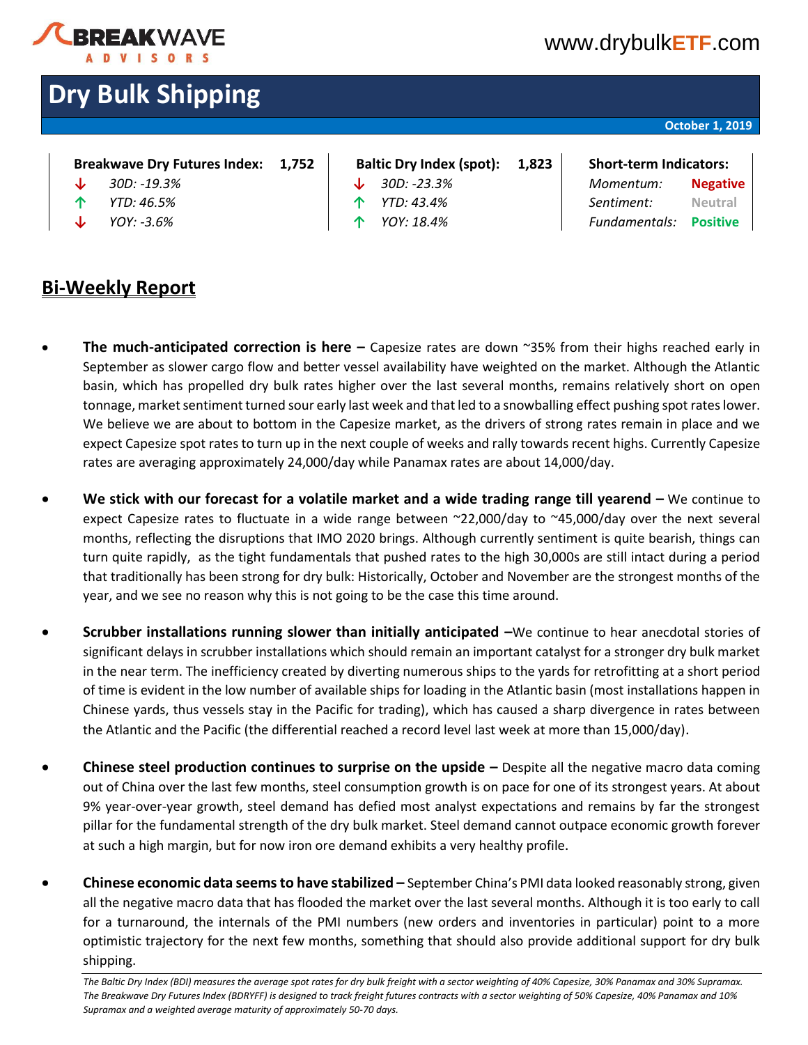BREAKWAVE ADVISORS

www.drybulkETF.com

# Dry Bulk Shipping

**October 1, 2019**

| Breakwave Dry Futures Index: 1,752 | Baltic Dry Index (spot): 1,823 | Short-term Indicators: |
|---|---|---|
| ↓ *30D: -19.3%* | ↓ *30D: -23.3%* | *Momentum:* **Negative** |
| ↑ *YTD: 46.5%* | ↑ *YTD: 43.4%* | *Sentiment:* **Neutral** |
| ↓ *YOY: -3.6%* | ↑ *YOY: 18.4%* | *Fundamentals:* **Positive** |

## Bi-Weekly Report

- **The much-anticipated correction is here –** Capesize rates are down ~35% from their highs reached early in September as slower cargo flow and better vessel availability have weighted on the market. Although the Atlantic basin, which has propelled dry bulk rates higher over the last several months, remains relatively short on open tonnage, market sentiment turned sour early last week and that led to a snowballing effect pushing spot rates lower. We believe we are about to bottom in the Capesize market, as the drivers of strong rates remain in place and we expect Capesize spot rates to turn up in the next couple of weeks and rally towards recent highs. Currently Capesize rates are averaging approximately 24,000/day while Panamax rates are about 14,000/day.

- **We stick with our forecast for a volatile market and a wide trading range till yearend –** We continue to expect Capesize rates to fluctuate in a wide range between ~22,000/day to ~45,000/day over the next several months, reflecting the disruptions that IMO 2020 brings. Although currently sentiment is quite bearish, things can turn quite rapidly, as the tight fundamentals that pushed rates to the high 30,000s are still intact during a period that traditionally has been strong for dry bulk: Historically, October and November are the strongest months of the year, and we see no reason why this is not going to be the case this time around.

- **Scrubber installations running slower than initially anticipated –**We continue to hear anecdotal stories of significant delays in scrubber installations which should remain an important catalyst for a stronger dry bulk market in the near term. The inefficiency created by diverting numerous ships to the yards for retrofitting at a short period of time is evident in the low number of available ships for loading in the Atlantic basin (most installations happen in Chinese yards, thus vessels stay in the Pacific for trading), which has caused a sharp divergence in rates between the Atlantic and the Pacific (the differential reached a record level last week at more than 15,000/day).

- **Chinese steel production continues to surprise on the upside –** Despite all the negative macro data coming out of China over the last few months, steel consumption growth is on pace for one of its strongest years. At about 9% year-over-year growth, steel demand has defied most analyst expectations and remains by far the strongest pillar for the fundamental strength of the dry bulk market. Steel demand cannot outpace economic growth forever at such a high margin, but for now iron ore demand exhibits a very healthy profile.

- **Chinese economic data seems to have stabilized –** September China's PMI data looked reasonably strong, given all the negative macro data that has flooded the market over the last several months. Although it is too early to call for a turnaround, the internals of the PMI numbers (new orders and inventories in particular) point to a more optimistic trajectory for the next few months, something that should also provide additional support for dry bulk shipping.

*The Baltic Dry Index (BDI) measures the average spot rates for dry bulk freight with a sector weighting of 40% Capesize, 30% Panamax and 30% Supramax. The Breakwave Dry Futures Index (BDRYFF) is designed to track freight futures contracts with a sector weighting of 50% Capesize, 40% Panamax and 10% Supramax and a weighted average maturity of approximately 50-70 days.*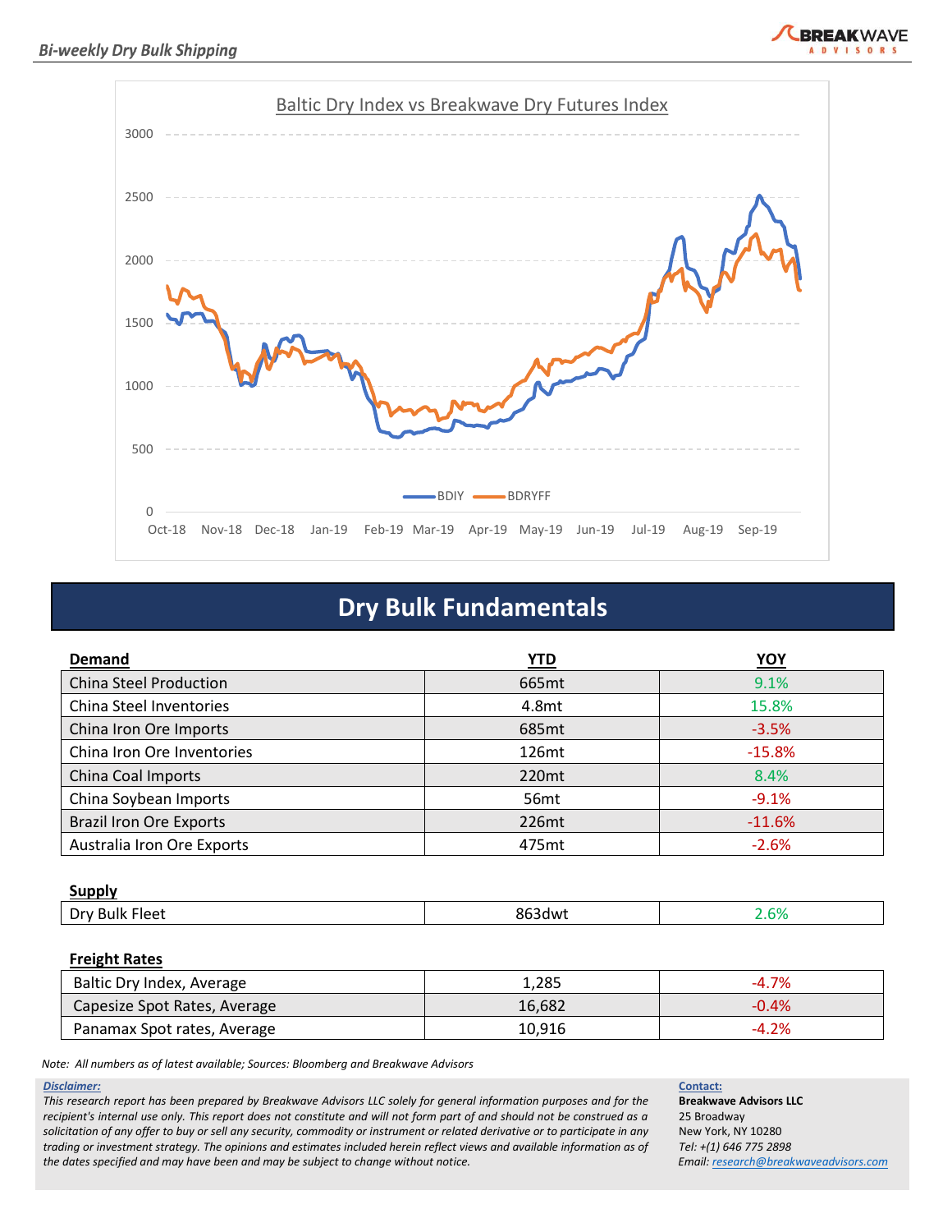Baltic Dry Index vs Breakwave Dry Futures Index

3000
2500
2000
1500
1000
500
0

Oct-18 Nov-18 Dec-18 Jan-19 Feb-19 Mar-19 Apr-19 May-19 Jun-19 Jul-19 Aug-19 Sep-19

BDIY BDRYFF

# Dry Bulk Fundamentals

| Demand | YTD | YOY |
|---|---|---|
| China Steel Production | 665mt | 9.1% |
| China Steel Inventories | 4.8mt | 15.8% |
| China Iron Ore Imports | 685mt | -3.5% |
| China Iron Ore Inventories | 126mt | -15.8% |
| China Coal Imports | 220mt | 8.4% |
| China Soybean Imports | 56mt | -9.1% |
| Brazil Iron Ore Exports | 226mt | -11.6% |
| Australia Iron Ore Exports | 475mt | -2.6% |

**Supply**

| | | |
|---|---|---|
| Dry Bulk Fleet | 863dwt | 2.6% |

**Freight Rates**

| | | |
|---|---|---|
| Baltic Dry Index, Average | 1,285 | -4.7% |
| Capesize Spot Rates, Average | 16,682 | -0.4% |
| Panamax Spot rates, Average | 10,916 | -4.2% |

*Note: All numbers as of latest available; Sources: Bloomberg and Breakwave Advisors*

***Disclaimer:***
*This research report has been prepared by Breakwave Advisors LLC solely for general information purposes and for the recipient's internal use only. This report does not constitute and will not form part of and should not be construed as a solicitation of any offer to buy or sell any security, commodity or instrument or related derivative or to participate in any trading or investment strategy. The opinions and estimates included herein reflect views and available information as of the dates specified and may have been and may be subject to change without notice.*

**Contact:**
**Breakwave Advisors LLC**
25 Broadway
New York, NY 10280
*Tel: +(1) 646 775 2898*
*Email: research@breakwaveadvisors.com*